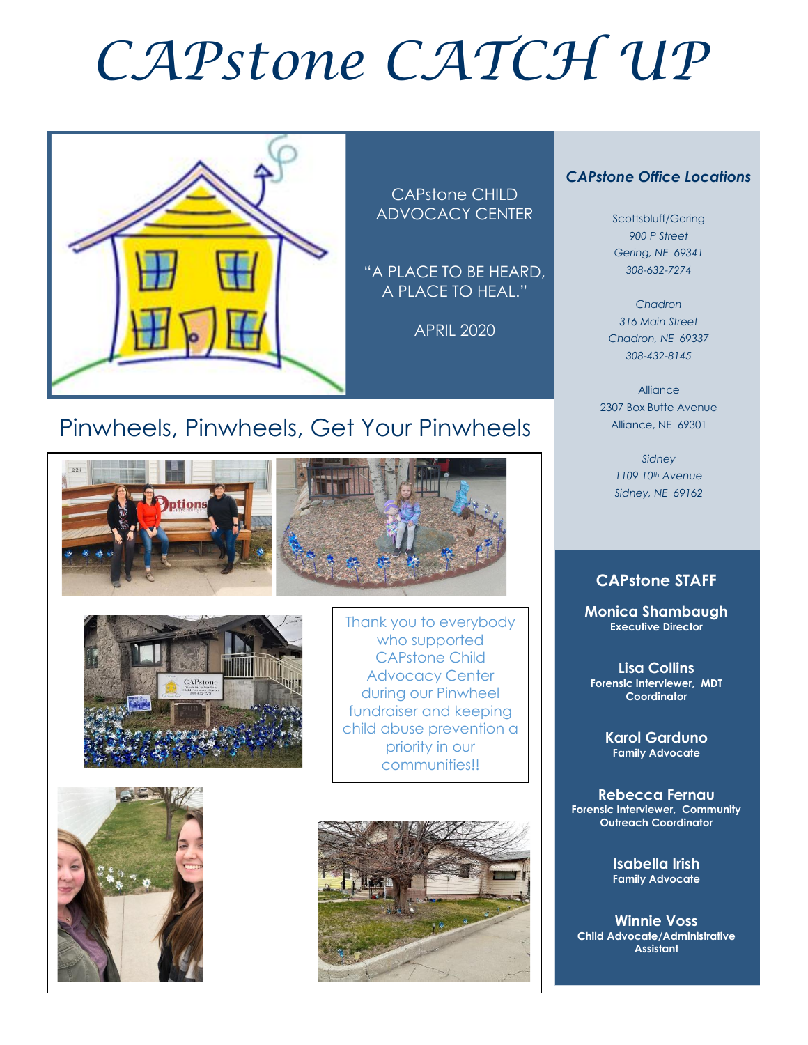# CAPstone CATCH UP

CAPstone CHILD ADVOCACY CENTER

"A PLACE TO BE HEARD, A PLACE TO HEAL."

APRIL 2020

## Pinwheels, Pinwheels, Get Your Pinwheels

Thank you to everybody who supported CAPstone Child Advocacy Center during our Pinwheel fundraiser and keeping child abuse prevention a priority in our communities!!

### *CAPstone Office Locations*

Scottsbluff/Gering
*900 P Street*
*Gering, NE 69341*
*308-632-7274*

*Chadron*
*316 Main Street*
*Chadron, NE 69337*
*308-432-8145*

Alliance
2307 Box Butte Avenue
Alliance, NE 69301

*Sidney*
*1109 10th Avenue*
*Sidney, NE 69162*

### CAPstone STAFF

**Monica Shambaugh**
**Executive Director**

**Lisa Collins**
**Forensic Interviewer, MDT Coordinator**

**Karol Garduno**
**Family Advocate**

**Rebecca Fernau**
**Forensic Interviewer, Community Outreach Coordinator**

**Isabella Irish**
**Family Advocate**

**Winnie Voss**
**Child Advocate/Administrative Assistant**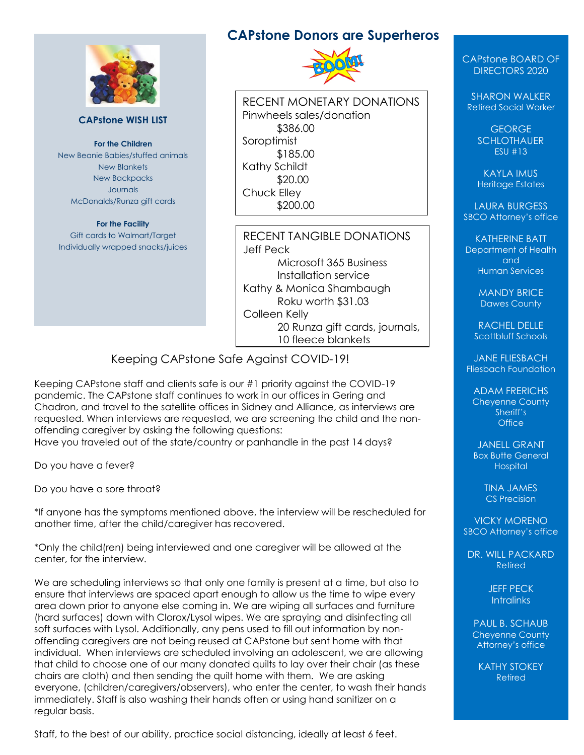## CAPstone WISH LIST

**For the Children**

New Beanie Babies/stuffed animals
New Blankets
New Backpacks
Journals
McDonalds/Runza gift cards

**For the Facility**

Gift cards to Walmart/Target
Individually wrapped snacks/juices

## CAPstone Donors are Superheros

BOOM!

**RECENT MONETARY DONATIONS**

Pinwheels sales/donation
$386.00
Soroptimist
$185.00
Kathy Schildt
$20.00
Chuck Elley
$200.00

**RECENT TANGIBLE DONATIONS**

Jeff Peck
Microsoft 365 Business Installation service
Kathy & Monica Shambaugh
Roku worth $31.03
Colleen Kelly
20 Runza gift cards, journals, 10 fleece blankets

## Keeping CAPstone Safe Against COVID-19!

Keeping CAPstone staff and clients safe is our #1 priority against the COVID-19 pandemic. The CAPstone staff continues to work in our offices in Gering and Chadron, and travel to the satellite offices in Sidney and Alliance, as interviews are requested. When interviews are requested, we are screening the child and the non-offending caregiver by asking the following questions:
Have you traveled out of the state/country or panhandle in the past 14 days?

Do you have a fever?

Do you have a sore throat?

*If anyone has the symptoms mentioned above, the interview will be rescheduled for another time, after the child/caregiver has recovered.

*Only the child(ren) being interviewed and one caregiver will be allowed at the center, for the interview.

We are scheduling interviews so that only one family is present at a time, but also to ensure that interviews are spaced apart enough to allow us the time to wipe every area down prior to anyone else coming in. We are wiping all surfaces and furniture (hard surfaces) down with Clorox/Lysol wipes. We are spraying and disinfecting all soft surfaces with Lysol. Additionally, any pens used to fill out information by non-offending caregivers are not being reused at CAPstone but sent home with that individual. When interviews are scheduled involving an adolescent, we are allowing that child to choose one of our many donated quilts to lay over their chair (as these chairs are cloth) and then sending the quilt home with them. We are asking everyone, (children/caregivers/observers), who enter the center, to wash their hands immediately. Staff is also washing their hands often or using hand sanitizer on a regular basis.

Staff, to the best of our ability, practice social distancing, ideally at least 6 feet.

## CAPstone BOARD OF DIRECTORS 2020

SHARON WALKER
Retired Social Worker

GEORGE SCHLOTHAUER
ESU #13

KAYLA IMUS
Heritage Estates

LAURA BURGESS
SBCO Attorney's office

KATHERINE BATT
Department of Health and Human Services

MANDY BRICE
Dawes County

RACHEL DELLE
Scottbluff Schools

JANE FLIESBACH
Fliesbach Foundation

ADAM FRERICHS
Cheyenne County Sheriff's Office

JANELL GRANT
Box Butte General Hospital

TINA JAMES
CS Precision

VICKY MORENO
SBCO Attorney's office

DR. WILL PACKARD
Retired

JEFF PECK
Intralinks

PAUL B. SCHAUB
Cheyenne County Attorney's office

KATHY STOKEY
Retired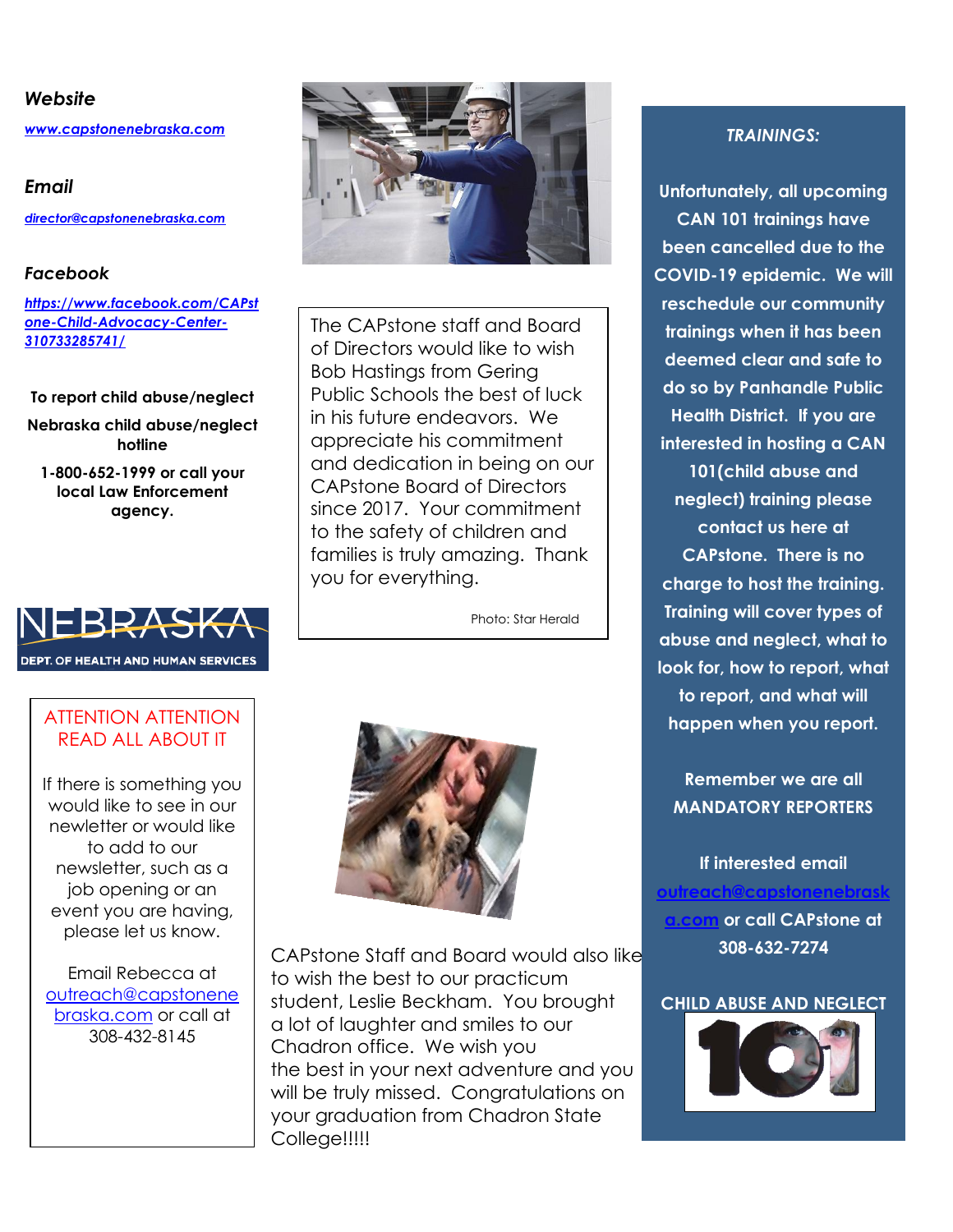***Website***

[***www.capstonenebraska.com***](http://www.capstonenebraska.com)

***Email***

***director@capstonenebraska.com***

***Facebook***

***https://www.facebook.com/CAPstone-Child-Advocacy-Center-310733285741/***

**To report child abuse/neglect**

**Nebraska child abuse/neglect hotline**

**1-800-652-1999 or call your local Law Enforcement agency.**

NEBRASKA
DEPT. OF HEALTH AND HUMAN SERVICES

ATTENTION ATTENTION
READ ALL ABOUT IT

If there is something you would like to see in our newletter or would like to add to our newsletter, such as a job opening or an event you are having, please let us know.

Email Rebecca at outreach@capstonenebraska.com or call at 308-432-8145

The CAPstone staff and Board of Directors would like to wish Bob Hastings from Gering Public Schools the best of luck in his future endeavors. We appreciate his commitment and dedication in being on our CAPstone Board of Directors since 2017. Your commitment to the safety of children and families is truly amazing. Thank you for everything.

Photo: Star Herald

CAPstone Staff and Board would also like to wish the best to our practicum student, Leslie Beckham. You brought a lot of laughter and smiles to our Chadron office. We wish you the best in your next adventure and you will be truly missed. Congratulations on your graduation from Chadron State College!!!!!

***TRAININGS:***

**Unfortunately, all upcoming CAN 101 trainings have been cancelled due to the COVID-19 epidemic. We will reschedule our community trainings when it has been deemed clear and safe to do so by Panhandle Public Health District. If you are interested in hosting a CAN 101(child abuse and neglect) training please contact us here at CAPstone. There is no charge to host the training. Training will cover types of abuse and neglect, what to look for, how to report, what to report, and what will happen when you report.**

**Remember we are all MANDATORY REPORTERS**

**If interested email outreach@capstonenebraska.com or call CAPstone at 308-632-7274**

**CHILD ABUSE AND NEGLECT**

101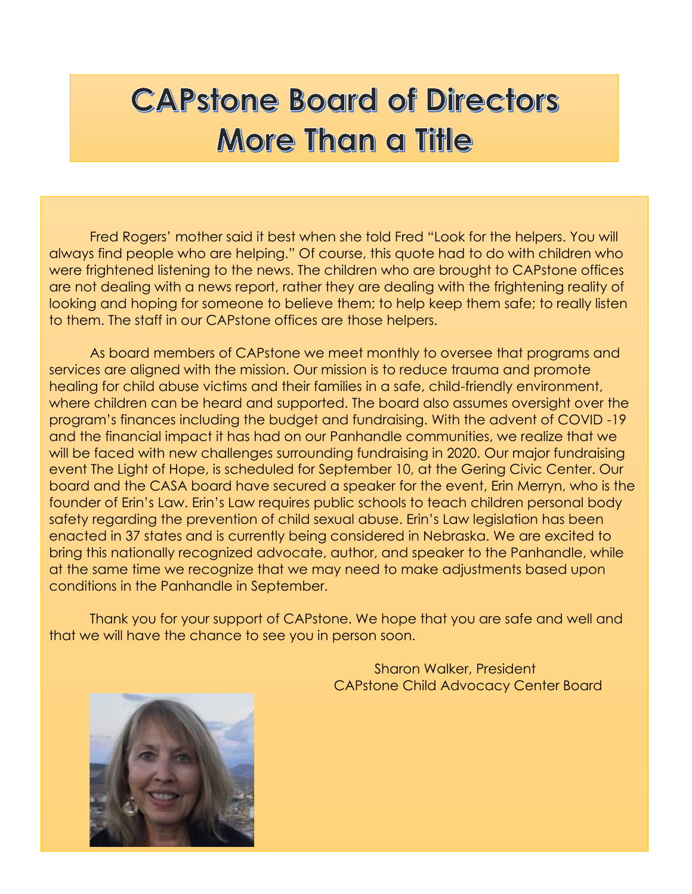# CAPstone Board of Directors More Than a Title

Fred Rogers' mother said it best when she told Fred "Look for the helpers. You will always find people who are helping." Of course, this quote had to do with children who were frightened listening to the news. The children who are brought to CAPstone offices are not dealing with a news report, rather they are dealing with the frightening reality of looking and hoping for someone to believe them; to help keep them safe; to really listen to them. The staff in our CAPstone offices are those helpers.

As board members of CAPstone we meet monthly to oversee that programs and services are aligned with the mission. Our mission is to reduce trauma and promote healing for child abuse victims and their families in a safe, child-friendly environment, where children can be heard and supported. The board also assumes oversight over the program's finances including the budget and fundraising. With the advent of COVID -19 and the financial impact it has had on our Panhandle communities, we realize that we will be faced with new challenges surrounding fundraising in 2020. Our major fundraising event The Light of Hope, is scheduled for September 10, at the Gering Civic Center. Our board and the CASA board have secured a speaker for the event, Erin Merryn, who is the founder of Erin's Law. Erin's Law requires public schools to teach children personal body safety regarding the prevention of child sexual abuse. Erin's Law legislation has been enacted in 37 states and is currently being considered in Nebraska. We are excited to bring this nationally recognized advocate, author, and speaker to the Panhandle, while at the same time we recognize that we may need to make adjustments based upon conditions in the Panhandle in September.

Thank you for your support of CAPstone. We hope that you are safe and well and that we will have the chance to see you in person soon.

Sharon Walker, President
CAPstone Child Advocacy Center Board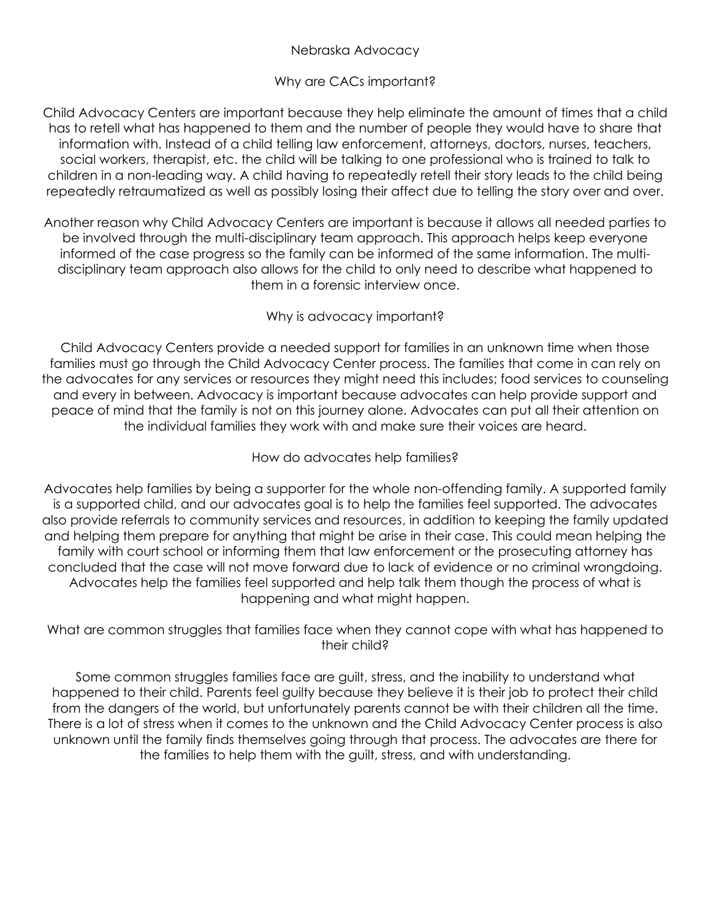# Nebraska Advocacy

## Why are CACs important?

Child Advocacy Centers are important because they help eliminate the amount of times that a child has to retell what has happened to them and the number of people they would have to share that information with. Instead of a child telling law enforcement, attorneys, doctors, nurses, teachers, social workers, therapist, etc. the child will be talking to one professional who is trained to talk to children in a non-leading way. A child having to repeatedly retell their story leads to the child being repeatedly retraumatized as well as possibly losing their affect due to telling the story over and over.

Another reason why Child Advocacy Centers are important is because it allows all needed parties to be involved through the multi-disciplinary team approach. This approach helps keep everyone informed of the case progress so the family can be informed of the same information. The multi-disciplinary team approach also allows for the child to only need to describe what happened to them in a forensic interview once.

## Why is advocacy important?

Child Advocacy Centers provide a needed support for families in an unknown time when those families must go through the Child Advocacy Center process. The families that come in can rely on the advocates for any services or resources they might need this includes; food services to counseling and every in between. Advocacy is important because advocates can help provide support and peace of mind that the family is not on this journey alone. Advocates can put all their attention on the individual families they work with and make sure their voices are heard.

## How do advocates help families?

Advocates help families by being a supporter for the whole non-offending family. A supported family is a supported child, and our advocates goal is to help the families feel supported. The advocates also provide referrals to community services and resources, in addition to keeping the family updated and helping them prepare for anything that might be arise in their case. This could mean helping the family with court school or informing them that law enforcement or the prosecuting attorney has concluded that the case will not move forward due to lack of evidence or no criminal wrongdoing. Advocates help the families feel supported and help talk them though the process of what is happening and what might happen.

## What are common struggles that families face when they cannot cope with what has happened to their child?

Some common struggles families face are guilt, stress, and the inability to understand what happened to their child. Parents feel guilty because they believe it is their job to protect their child from the dangers of the world, but unfortunately parents cannot be with their children all the time. There is a lot of stress when it comes to the unknown and the Child Advocacy Center process is also unknown until the family finds themselves going through that process. The advocates are there for the families to help them with the guilt, stress, and with understanding.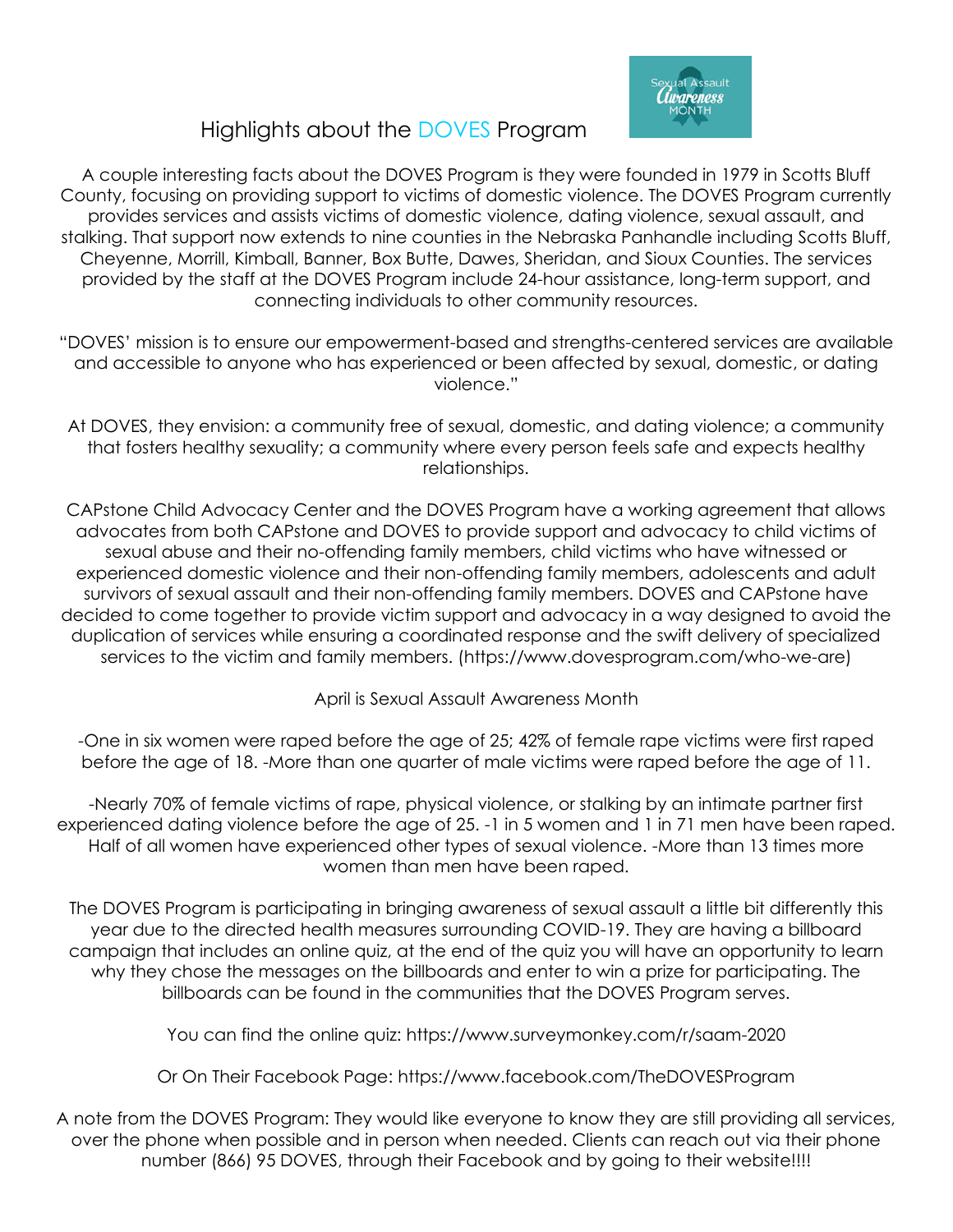## Highlights about the DOVES Program

A couple interesting facts about the DOVES Program is they were founded in 1979 in Scotts Bluff County, focusing on providing support to victims of domestic violence. The DOVES Program currently provides services and assists victims of domestic violence, dating violence, sexual assault, and stalking. That support now extends to nine counties in the Nebraska Panhandle including Scotts Bluff, Cheyenne, Morrill, Kimball, Banner, Box Butte, Dawes, Sheridan, and Sioux Counties. The services provided by the staff at the DOVES Program include 24-hour assistance, long-term support, and connecting individuals to other community resources.

"DOVES' mission is to ensure our empowerment-based and strengths-centered services are available and accessible to anyone who has experienced or been affected by sexual, domestic, or dating violence."

At DOVES, they envision: a community free of sexual, domestic, and dating violence; a community that fosters healthy sexuality; a community where every person feels safe and expects healthy relationships.

CAPstone Child Advocacy Center and the DOVES Program have a working agreement that allows advocates from both CAPstone and DOVES to provide support and advocacy to child victims of sexual abuse and their no-offending family members, child victims who have witnessed or experienced domestic violence and their non-offending family members, adolescents and adult survivors of sexual assault and their non-offending family members. DOVES and CAPstone have decided to come together to provide victim support and advocacy in a way designed to avoid the duplication of services while ensuring a coordinated response and the swift delivery of specialized services to the victim and family members. (https://www.dovesprogram.com/who-we-are)

April is Sexual Assault Awareness Month

-One in six women were raped before the age of 25; 42% of female rape victims were first raped before the age of 18. -More than one quarter of male victims were raped before the age of 11.

-Nearly 70% of female victims of rape, physical violence, or stalking by an intimate partner first experienced dating violence before the age of 25. -1 in 5 women and 1 in 71 men have been raped. Half of all women have experienced other types of sexual violence. -More than 13 times more women than men have been raped.

The DOVES Program is participating in bringing awareness of sexual assault a little bit differently this year due to the directed health measures surrounding COVID-19. They are having a billboard campaign that includes an online quiz, at the end of the quiz you will have an opportunity to learn why they chose the messages on the billboards and enter to win a prize for participating. The billboards can be found in the communities that the DOVES Program serves.

You can find the online quiz: https://www.surveymonkey.com/r/saam-2020

Or On Their Facebook Page: https://www.facebook.com/TheDOVESProgram

A note from the DOVES Program: They would like everyone to know they are still providing all services, over the phone when possible and in person when needed. Clients can reach out via their phone number (866) 95 DOVES, through their Facebook and by going to their website!!!!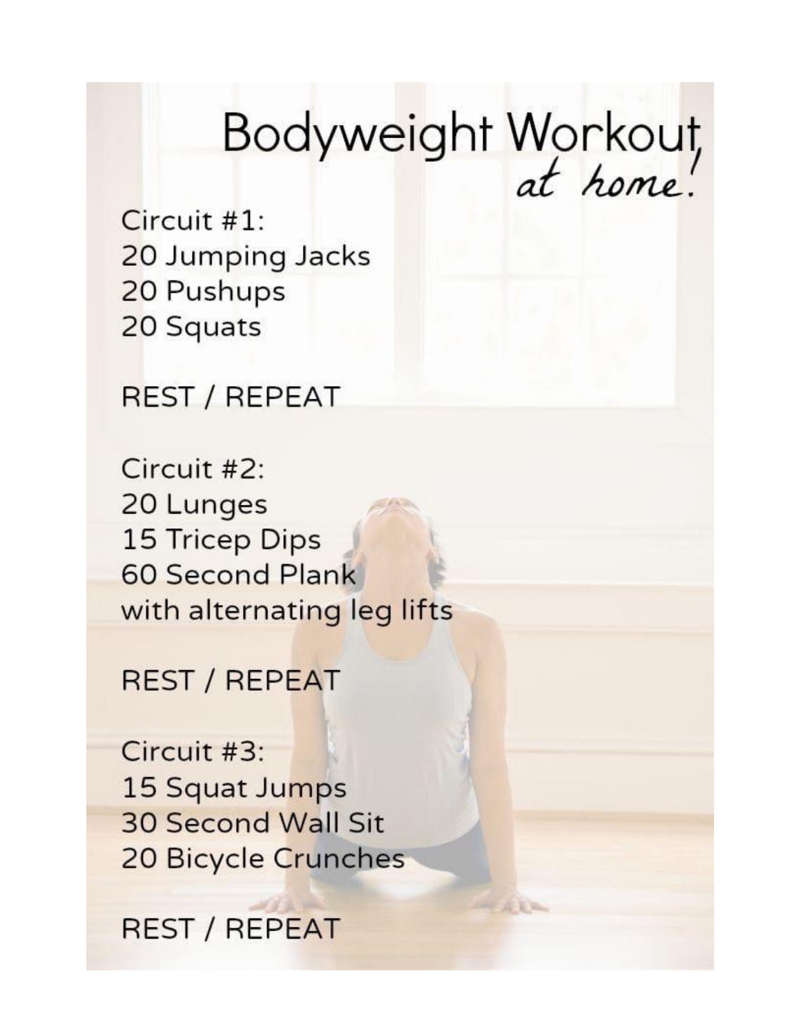# Bodyweight Workout *at home!*

Circuit #1:
20 Jumping Jacks
20 Pushups
20 Squats

REST / REPEAT

Circuit #2:
20 Lunges
15 Tricep Dips
60 Second Plank
with alternating leg lifts

REST / REPEAT

Circuit #3:
15 Squat Jumps
30 Second Wall Sit
20 Bicycle Crunches

REST / REPEAT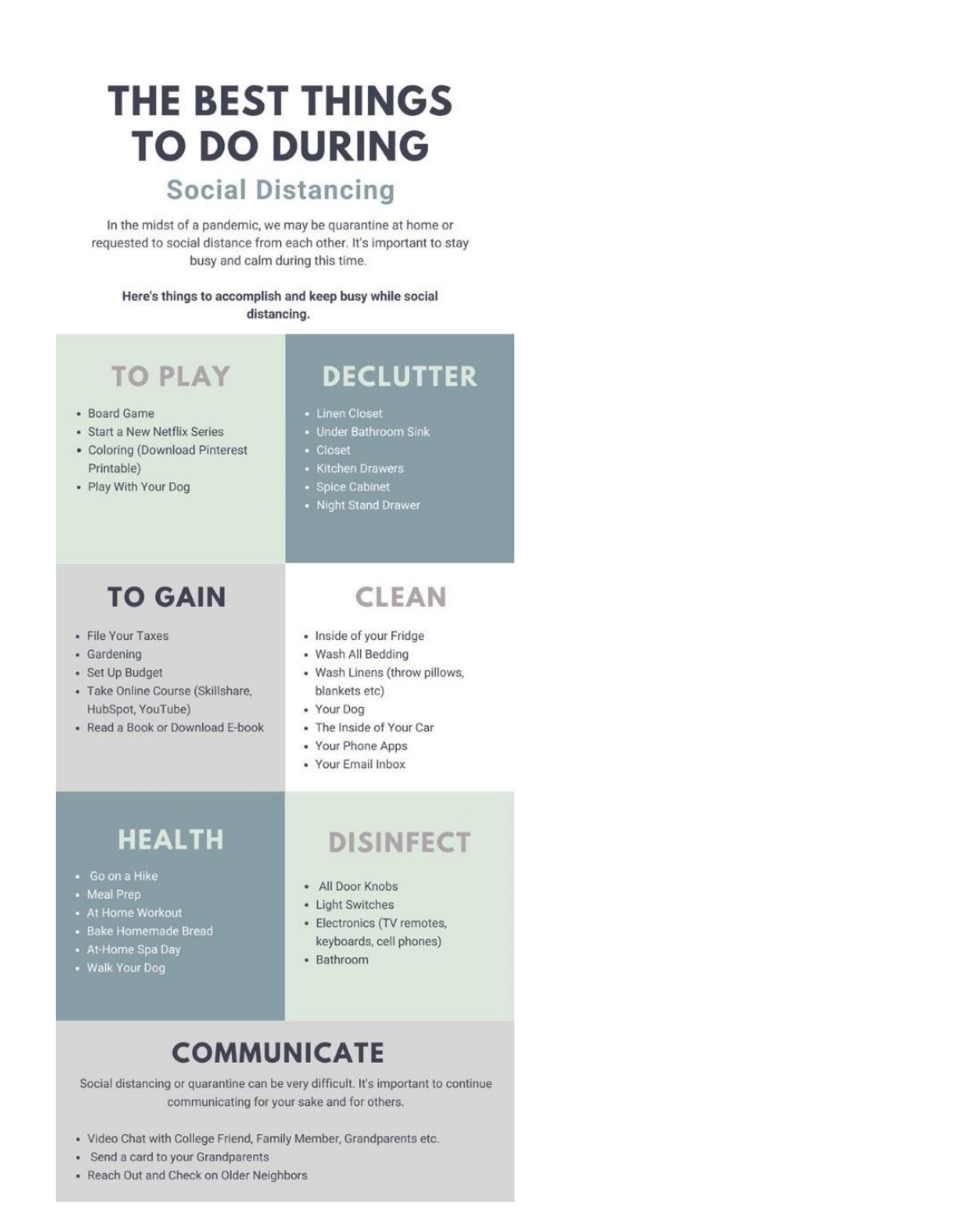# THE BEST THINGS TO DO DURING

## Social Distancing

In the midst of a pandemic, we may be quarantine at home or requested to social distance from each other. It's important to stay busy and calm during this time.

**Here's things to accomplish and keep busy while social distancing.**

### TO PLAY

- Board Game
- Start a New Netflix Series
- Coloring (Download Pinterest Printable)
- Play With Your Dog

### DECLUTTER

- Linen Closet
- Under Bathroom Sink
- Closet
- Kitchen Drawers
- Spice Cabinet
- Night Stand Drawer

### TO GAIN

- File Your Taxes
- Gardening
- Set Up Budget
- Take Online Course (Skillshare, HubSpot, YouTube)
- Read a Book or Download E-book

### CLEAN

- Inside of your Fridge
- Wash All Bedding
- Wash Linens (throw pillows, blankets etc)
- Your Dog
- The Inside of Your Car
- Your Phone Apps
- Your Email Inbox

### HEALTH

- Go on a Hike
- Meal Prep
- At Home Workout
- Bake Homemade Bread
- At-Home Spa Day
- Walk Your Dog

### DISINFECT

- All Door Knobs
- Light Switches
- Electronics (TV remotes, keyboards, cell phones)
- Bathroom

### COMMUNICATE

Social distancing or quarantine can be very difficult. It's important to continue communicating for your sake and for others.

- Video Chat with College Friend, Family Member, Grandparents etc.
- Send a card to your Grandparents
- Reach Out and Check on Older Neighbors